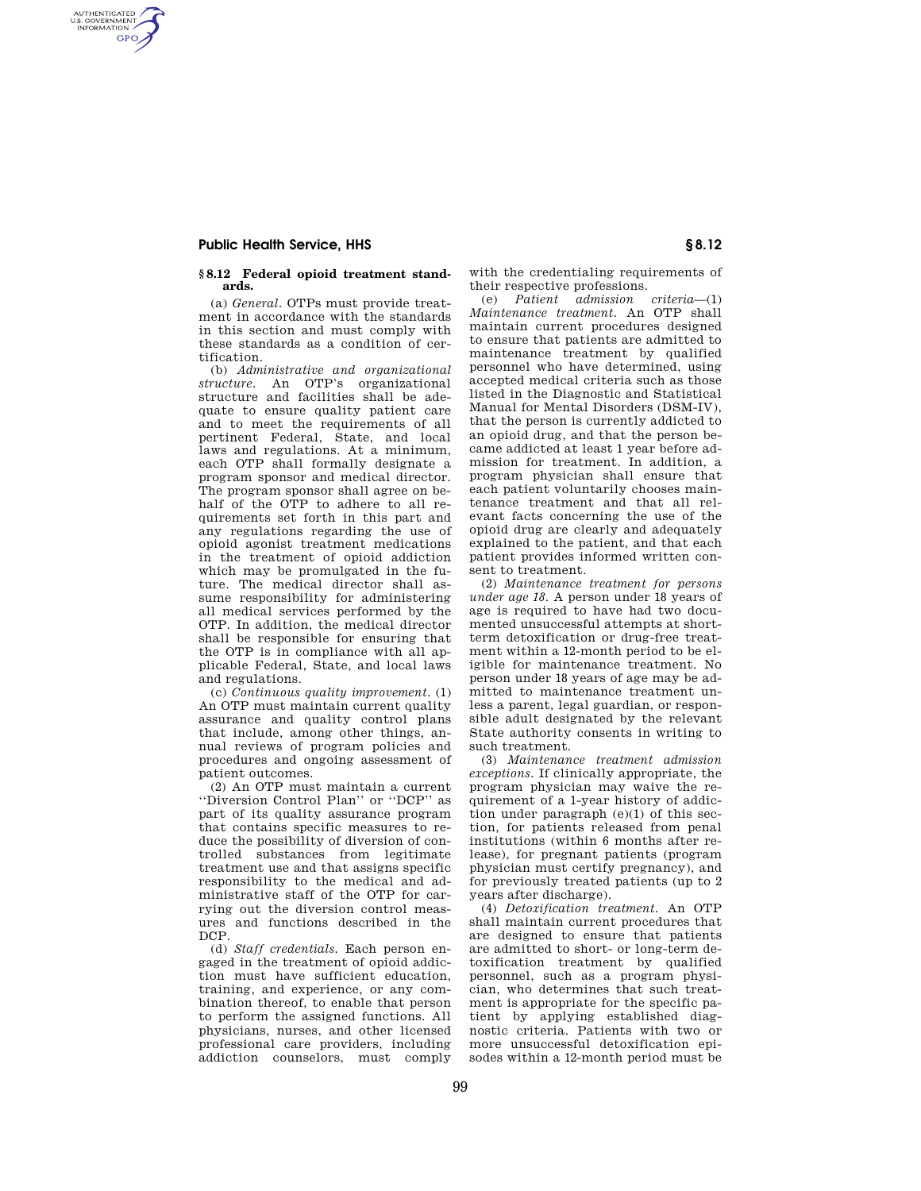### § 8.12 Federal opioid treatment standards.

(a) *General.* OTPs must provide treatment in accordance with the standards in this section and must comply with these standards as a condition of certification.

(b) *Administrative and organizational structure.* An OTP's organizational structure and facilities shall be adequate to ensure quality patient care and to meet the requirements of all pertinent Federal, State, and local laws and regulations. At a minimum, each OTP shall formally designate a program sponsor and medical director. The program sponsor shall agree on behalf of the OTP to adhere to all requirements set forth in this part and any regulations regarding the use of opioid agonist treatment medications in the treatment of opioid addiction which may be promulgated in the future. The medical director shall assume responsibility for administering all medical services performed by the OTP. In addition, the medical director shall be responsible for ensuring that the OTP is in compliance with all applicable Federal, State, and local laws and regulations.

(c) *Continuous quality improvement.* (1) An OTP must maintain current quality assurance and quality control plans that include, among other things, annual reviews of program policies and procedures and ongoing assessment of patient outcomes.

(2) An OTP must maintain a current "Diversion Control Plan" or "DCP" as part of its quality assurance program that contains specific measures to reduce the possibility of diversion of controlled substances from legitimate treatment use and that assigns specific responsibility to the medical and administrative staff of the OTP for carrying out the diversion control measures and functions described in the DCP.

(d) *Staff credentials.* Each person engaged in the treatment of opioid addiction must have sufficient education, training, and experience, or any combination thereof, to enable that person to perform the assigned functions. All physicians, nurses, and other licensed professional care providers, including addiction counselors, must comply with the credentialing requirements of their respective professions.

(e) *Patient admission criteria*—(1) *Maintenance treatment.* An OTP shall maintain current procedures designed to ensure that patients are admitted to maintenance treatment by qualified personnel who have determined, using accepted medical criteria such as those listed in the Diagnostic and Statistical Manual for Mental Disorders (DSM-IV), that the person is currently addicted to an opioid drug, and that the person became addicted at least 1 year before admission for treatment. In addition, a program physician shall ensure that each patient voluntarily chooses maintenance treatment and that all relevant facts concerning the use of the opioid drug are clearly and adequately explained to the patient, and that each patient provides informed written consent to treatment.

(2) *Maintenance treatment for persons under age 18.* A person under 18 years of age is required to have had two documented unsuccessful attempts at short-term detoxification or drug-free treatment within a 12-month period to be eligible for maintenance treatment. No person under 18 years of age may be admitted to maintenance treatment unless a parent, legal guardian, or responsible adult designated by the relevant State authority consents in writing to such treatment.

(3) *Maintenance treatment admission exceptions.* If clinically appropriate, the program physician may waive the requirement of a 1-year history of addiction under paragraph (e)(1) of this section, for patients released from penal institutions (within 6 months after release), for pregnant patients (program physician must certify pregnancy), and for previously treated patients (up to 2 years after discharge).

(4) *Detoxification treatment.* An OTP shall maintain current procedures that are designed to ensure that patients are admitted to short- or long-term detoxification treatment by qualified personnel, such as a program physician, who determines that such treatment is appropriate for the specific patient by applying established diagnostic criteria. Patients with two or more unsuccessful detoxification episodes within a 12-month period must be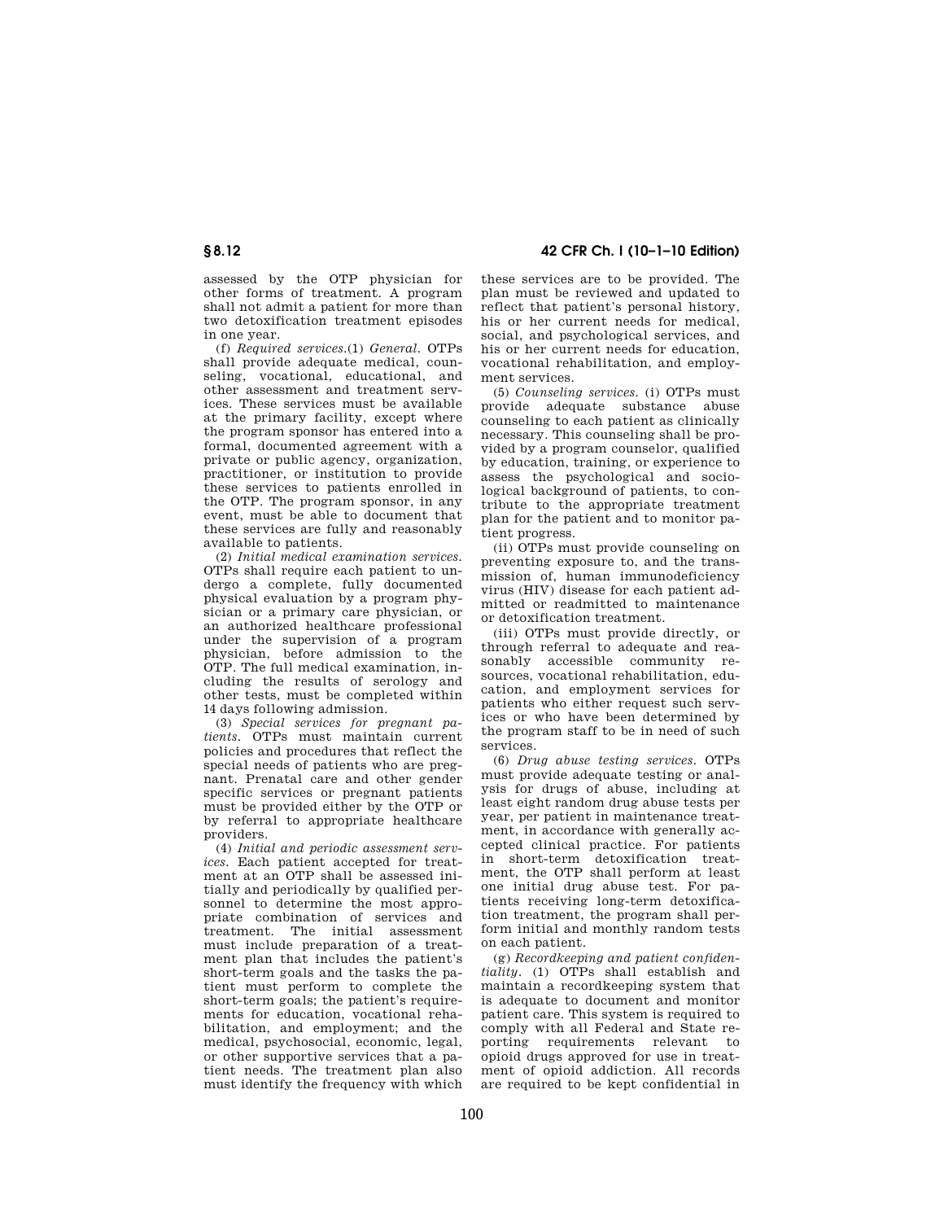assessed by the OTP physician for other forms of treatment. A program shall not admit a patient for more than two detoxification treatment episodes in one year.

(f) *Required services.*(1) *General.* OTPs shall provide adequate medical, counseling, vocational, educational, and other assessment and treatment services. These services must be available at the primary facility, except where the program sponsor has entered into a formal, documented agreement with a private or public agency, organization, practitioner, or institution to provide these services to patients enrolled in the OTP. The program sponsor, in any event, must be able to document that these services are fully and reasonably available to patients.

(2) *Initial medical examination services.* OTPs shall require each patient to undergo a complete, fully documented physical evaluation by a program physician or a primary care physician, or an authorized healthcare professional under the supervision of a program physician, before admission to the OTP. The full medical examination, including the results of serology and other tests, must be completed within 14 days following admission.

(3) *Special services for pregnant patients.* OTPs must maintain current policies and procedures that reflect the special needs of patients who are pregnant. Prenatal care and other gender specific services or pregnant patients must be provided either by the OTP or by referral to appropriate healthcare providers.

(4) *Initial and periodic assessment services.* Each patient accepted for treatment at an OTP shall be assessed initially and periodically by qualified personnel to determine the most appropriate combination of services and treatment. The initial assessment must include preparation of a treatment plan that includes the patient's short-term goals and the tasks the patient must perform to complete the short-term goals; the patient's requirements for education, vocational rehabilitation, and employment; and the medical, psychosocial, economic, legal, or other supportive services that a patient needs. The treatment plan also must identify the frequency with which these services are to be provided. The plan must be reviewed and updated to reflect that patient's personal history, his or her current needs for medical, social, and psychological services, and his or her current needs for education, vocational rehabilitation, and employment services.

(5) *Counseling services.* (i) OTPs must provide adequate substance abuse counseling to each patient as clinically necessary. This counseling shall be provided by a program counselor, qualified by education, training, or experience to assess the psychological and sociological background of patients, to contribute to the appropriate treatment plan for the patient and to monitor patient progress.

(ii) OTPs must provide counseling on preventing exposure to, and the transmission of, human immunodeficiency virus (HIV) disease for each patient admitted or readmitted to maintenance or detoxification treatment.

(iii) OTPs must provide directly, or through referral to adequate and reasonably accessible community resources, vocational rehabilitation, education, and employment services for patients who either request such services or who have been determined by the program staff to be in need of such services.

(6) *Drug abuse testing services.* OTPs must provide adequate testing or analysis for drugs of abuse, including at least eight random drug abuse tests per year, per patient in maintenance treatment, in accordance with generally accepted clinical practice. For patients in short-term detoxification treatment, the OTP shall perform at least one initial drug abuse test. For patients receiving long-term detoxification treatment, the program shall perform initial and monthly random tests on each patient.

(g) *Recordkeeping and patient confidentiality.* (1) OTPs shall establish and maintain a recordkeeping system that is adequate to document and monitor patient care. This system is required to comply with all Federal and State reporting requirements relevant to opioid drugs approved for use in treatment of opioid addiction. All records are required to be kept confidential in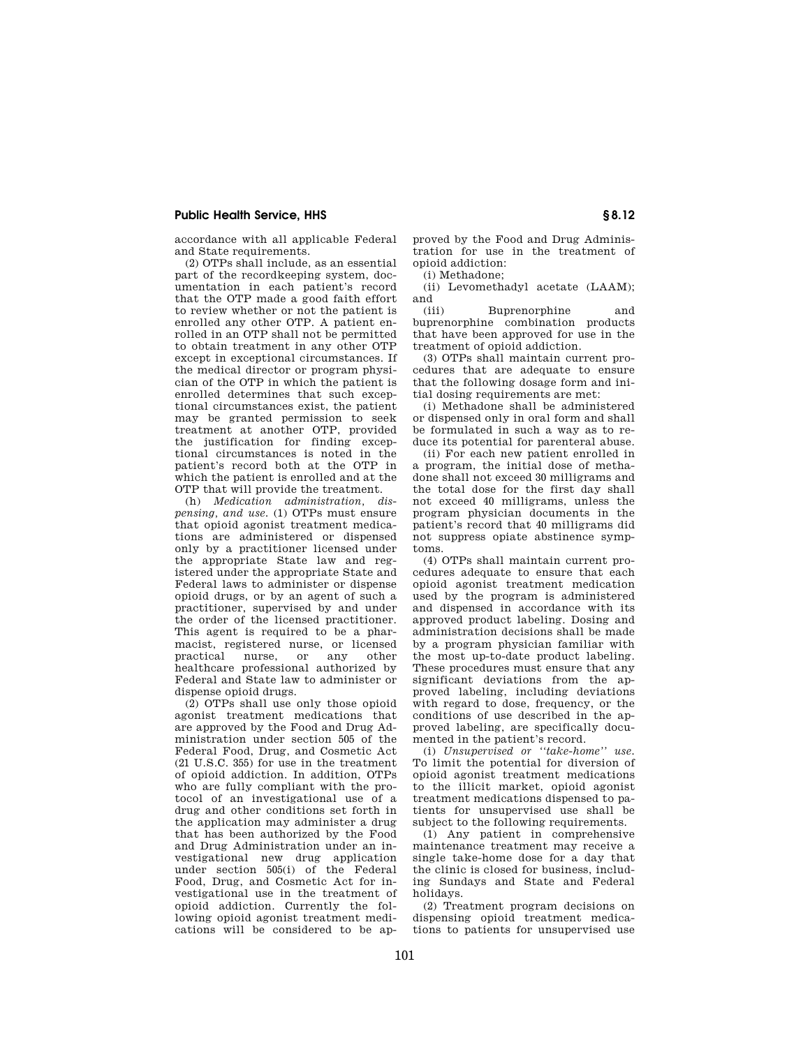accordance with all applicable Federal and State requirements.

(2) OTPs shall include, as an essential part of the recordkeeping system, documentation in each patient's record that the OTP made a good faith effort to review whether or not the patient is enrolled any other OTP. A patient enrolled in an OTP shall not be permitted to obtain treatment in any other OTP except in exceptional circumstances. If the medical director or program physician of the OTP in which the patient is enrolled determines that such exceptional circumstances exist, the patient may be granted permission to seek treatment at another OTP, provided the justification for finding exceptional circumstances is noted in the patient's record both at the OTP in which the patient is enrolled and at the OTP that will provide the treatment.

(h) *Medication administration, dispensing, and use.* (1) OTPs must ensure that opioid agonist treatment medications are administered or dispensed only by a practitioner licensed under the appropriate State law and registered under the appropriate State and Federal laws to administer or dispense opioid drugs, or by an agent of such a practitioner, supervised by and under the order of the licensed practitioner. This agent is required to be a pharmacist, registered nurse, or licensed practical nurse, or any other healthcare professional authorized by Federal and State law to administer or dispense opioid drugs.

(2) OTPs shall use only those opioid agonist treatment medications that are approved by the Food and Drug Administration under section 505 of the Federal Food, Drug, and Cosmetic Act (21 U.S.C. 355) for use in the treatment of opioid addiction. In addition, OTPs who are fully compliant with the protocol of an investigational use of a drug and other conditions set forth in the application may administer a drug that has been authorized by the Food and Drug Administration under an investigational new drug application under section 505(i) of the Federal Food, Drug, and Cosmetic Act for investigational use in the treatment of opioid addiction. Currently the following opioid agonist treatment medications will be considered to be approved by the Food and Drug Administration for use in the treatment of opioid addiction:

(i) Methadone;

(ii) Levomethadyl acetate (LAAM); and

(iii) Buprenorphine and buprenorphine combination products that have been approved for use in the treatment of opioid addiction.

(3) OTPs shall maintain current procedures that are adequate to ensure that the following dosage form and initial dosing requirements are met:

(i) Methadone shall be administered or dispensed only in oral form and shall be formulated in such a way as to reduce its potential for parenteral abuse.

(ii) For each new patient enrolled in a program, the initial dose of methadone shall not exceed 30 milligrams and the total dose for the first day shall not exceed 40 milligrams, unless the program physician documents in the patient's record that 40 milligrams did not suppress opiate abstinence symptoms.

(4) OTPs shall maintain current procedures adequate to ensure that each opioid agonist treatment medication used by the program is administered and dispensed in accordance with its approved product labeling. Dosing and administration decisions shall be made by a program physician familiar with the most up-to-date product labeling. These procedures must ensure that any significant deviations from the approved labeling, including deviations with regard to dose, frequency, or the conditions of use described in the approved labeling, are specifically documented in the patient's record.

(i) *Unsupervised or "take-home" use.* To limit the potential for diversion of opioid agonist treatment medications to the illicit market, opioid agonist treatment medications dispensed to patients for unsupervised use shall be subject to the following requirements.

(1) Any patient in comprehensive maintenance treatment may receive a single take-home dose for a day that the clinic is closed for business, including Sundays and State and Federal holidays.

(2) Treatment program decisions on dispensing opioid treatment medications to patients for unsupervised use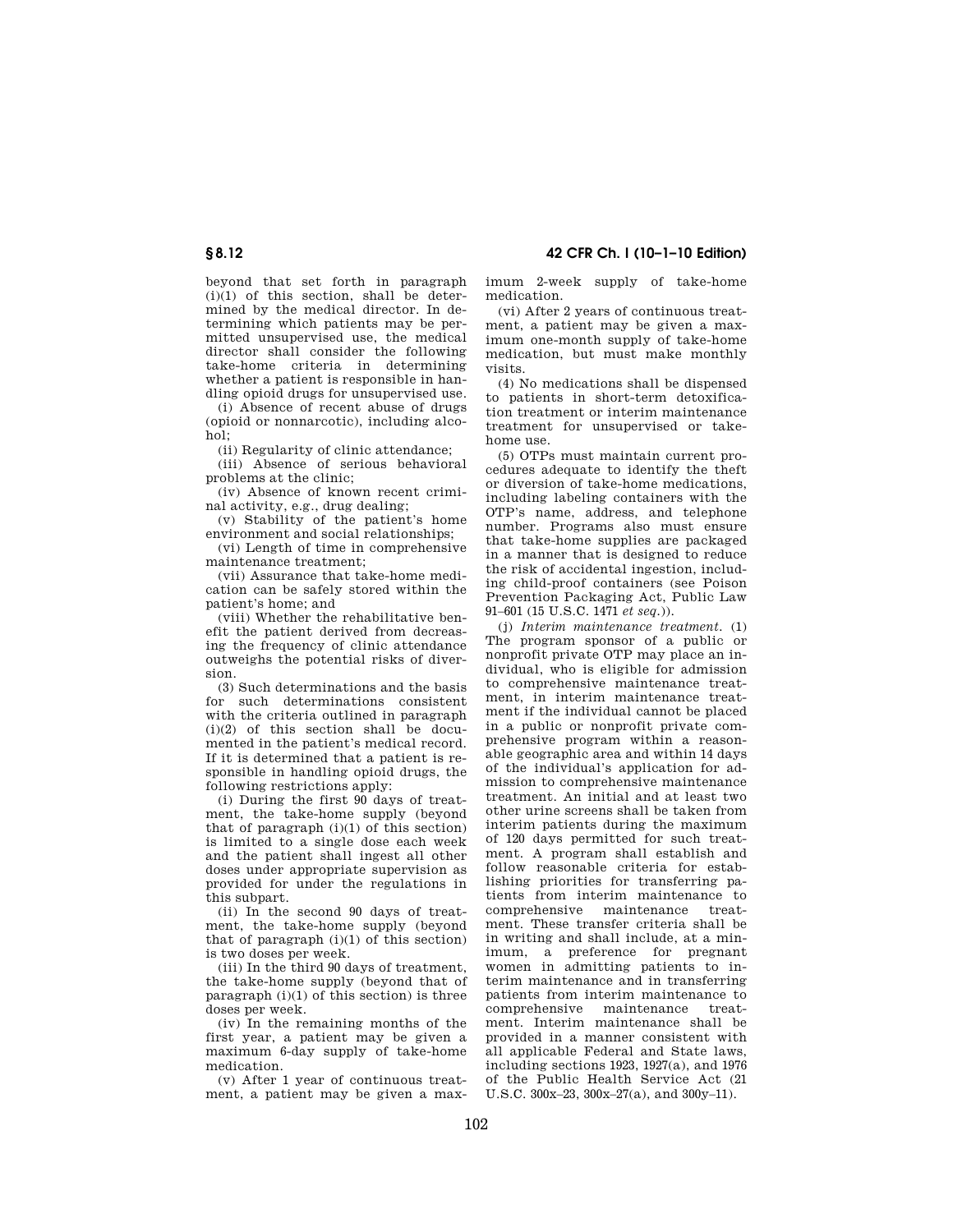beyond that set forth in paragraph (i)(1) of this section, shall be determined by the medical director. In determining which patients may be permitted unsupervised use, the medical director shall consider the following take-home criteria in determining whether a patient is responsible in handling opioid drugs for unsupervised use.

(i) Absence of recent abuse of drugs (opioid or nonnarcotic), including alcohol;

(ii) Regularity of clinic attendance;

(iii) Absence of serious behavioral problems at the clinic;

(iv) Absence of known recent criminal activity, e.g., drug dealing;

(v) Stability of the patient's home environment and social relationships;

(vi) Length of time in comprehensive maintenance treatment;

(vii) Assurance that take-home medication can be safely stored within the patient's home; and

(viii) Whether the rehabilitative benefit the patient derived from decreasing the frequency of clinic attendance outweighs the potential risks of diversion.

(3) Such determinations and the basis for such determinations consistent with the criteria outlined in paragraph (i)(2) of this section shall be documented in the patient's medical record. If it is determined that a patient is responsible in handling opioid drugs, the following restrictions apply:

(i) During the first 90 days of treatment, the take-home supply (beyond that of paragraph (i)(1) of this section) is limited to a single dose each week and the patient shall ingest all other doses under appropriate supervision as provided for under the regulations in this subpart.

(ii) In the second 90 days of treatment, the take-home supply (beyond that of paragraph (i)(1) of this section) is two doses per week.

(iii) In the third 90 days of treatment, the take-home supply (beyond that of paragraph (i)(1) of this section) is three doses per week.

(iv) In the remaining months of the first year, a patient may be given a maximum 6-day supply of take-home medication.

(v) After 1 year of continuous treatment, a patient may be given a maximum 2-week supply of take-home medication.

(vi) After 2 years of continuous treatment, a patient may be given a maximum one-month supply of take-home medication, but must make monthly visits.

(4) No medications shall be dispensed to patients in short-term detoxification treatment or interim maintenance treatment for unsupervised or take-home use.

(5) OTPs must maintain current procedures adequate to identify the theft or diversion of take-home medications, including labeling containers with the OTP's name, address, and telephone number. Programs also must ensure that take-home supplies are packaged in a manner that is designed to reduce the risk of accidental ingestion, including child-proof containers (see Poison Prevention Packaging Act, Public Law 91–601 (15 U.S.C. 1471 *et seq.*)).

(j) *Interim maintenance treatment.* (1) The program sponsor of a public or nonprofit private OTP may place an individual, who is eligible for admission to comprehensive maintenance treatment, in interim maintenance treatment if the individual cannot be placed in a public or nonprofit private comprehensive program within a reasonable geographic area and within 14 days of the individual's application for admission to comprehensive maintenance treatment. An initial and at least two other urine screens shall be taken from interim patients during the maximum of 120 days permitted for such treatment. A program shall establish and follow reasonable criteria for establishing priorities for transferring patients from interim maintenance to comprehensive maintenance treatment. These transfer criteria shall be in writing and shall include, at a minimum, a preference for pregnant women in admitting patients to interim maintenance and in transferring patients from interim maintenance to comprehensive maintenance treatment. Interim maintenance shall be provided in a manner consistent with all applicable Federal and State laws, including sections 1923, 1927(a), and 1976 of the Public Health Service Act (21 U.S.C. 300x–23, 300x–27(a), and 300y–11).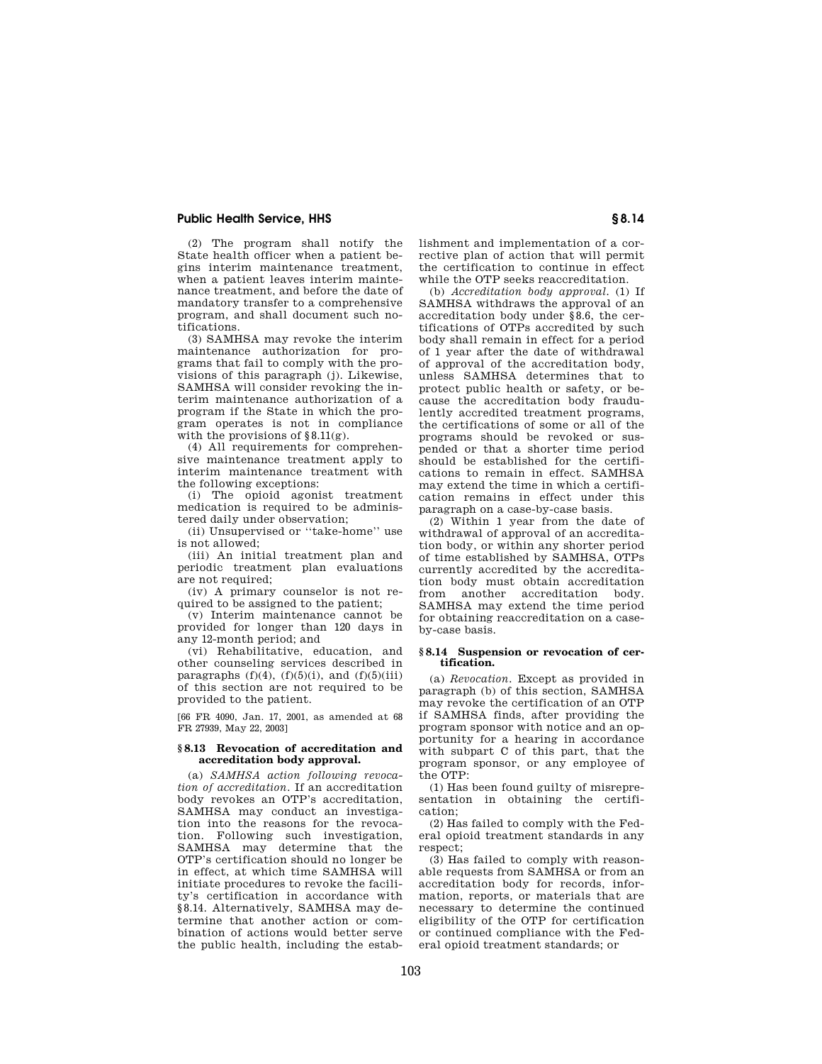(2) The program shall notify the State health officer when a patient begins interim maintenance treatment, when a patient leaves interim maintenance treatment, and before the date of mandatory transfer to a comprehensive program, and shall document such notifications.

(3) SAMHSA may revoke the interim maintenance authorization for programs that fail to comply with the provisions of this paragraph (j). Likewise, SAMHSA will consider revoking the interim maintenance authorization of a program if the State in which the program operates is not in compliance with the provisions of §8.11(g).

(4) All requirements for comprehensive maintenance treatment apply to interim maintenance treatment with the following exceptions:

(i) The opioid agonist treatment medication is required to be administered daily under observation;

(ii) Unsupervised or ''take-home'' use is not allowed;

(iii) An initial treatment plan and periodic treatment plan evaluations are not required;

(iv) A primary counselor is not required to be assigned to the patient;

(v) Interim maintenance cannot be provided for longer than 120 days in any 12-month period; and

(vi) Rehabilitative, education, and other counseling services described in paragraphs (f)(4), (f)(5)(i), and (f)(5)(iii) of this section are not required to be provided to the patient.

[66 FR 4090, Jan. 17, 2001, as amended at 68 FR 27939, May 22, 2003]

### §8.13 Revocation of accreditation and accreditation body approval.

(a) *SAMHSA action following revocation of accreditation.* If an accreditation body revokes an OTP's accreditation, SAMHSA may conduct an investigation into the reasons for the revocation. Following such investigation, SAMHSA may determine that the OTP's certification should no longer be in effect, at which time SAMHSA will initiate procedures to revoke the facility's certification in accordance with §8.14. Alternatively, SAMHSA may determine that another action or combination of actions would better serve the public health, including the establishment and implementation of a corrective plan of action that will permit the certification to continue in effect while the OTP seeks reaccreditation.

(b) *Accreditation body approval.* (1) If SAMHSA withdraws the approval of an accreditation body under §8.6, the certifications of OTPs accredited by such body shall remain in effect for a period of 1 year after the date of withdrawal of approval of the accreditation body, unless SAMHSA determines that to protect public health or safety, or because the accreditation body fraudulently accredited treatment programs, the certifications of some or all of the programs should be revoked or suspended or that a shorter time period should be established for the certifications to remain in effect. SAMHSA may extend the time in which a certification remains in effect under this paragraph on a case-by-case basis.

(2) Within 1 year from the date of withdrawal of approval of an accreditation body, or within any shorter period of time established by SAMHSA, OTPs currently accredited by the accreditation body must obtain accreditation from another accreditation body. SAMHSA may extend the time period for obtaining reaccreditation on a case-by-case basis.

### §8.14 Suspension or revocation of certification.

(a) *Revocation.* Except as provided in paragraph (b) of this section, SAMHSA may revoke the certification of an OTP if SAMHSA finds, after providing the program sponsor with notice and an opportunity for a hearing in accordance with subpart C of this part, that the program sponsor, or any employee of the OTP:

(1) Has been found guilty of misrepresentation in obtaining the certification;

(2) Has failed to comply with the Federal opioid treatment standards in any respect;

(3) Has failed to comply with reasonable requests from SAMHSA or from an accreditation body for records, information, reports, or materials that are necessary to determine the continued eligibility of the OTP for certification or continued compliance with the Federal opioid treatment standards; or